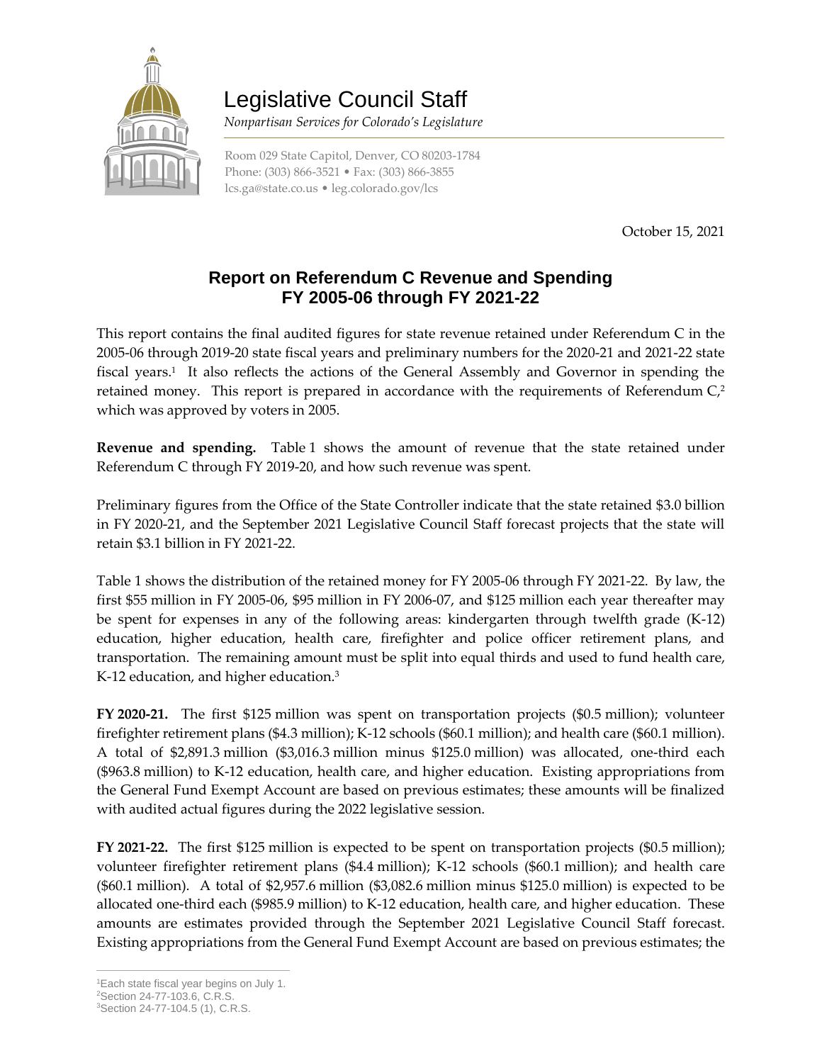# Legislative Council Staff

*Nonpartisan Services for Colorado's Legislature*

Room 029 State Capitol, Denver, CO 80203-1784
Phone: (303) 866-3521 • Fax: (303) 866-3855
lcs.ga@state.co.us • leg.colorado.gov/lcs

October 15, 2021

## Report on Referendum C Revenue and Spending FY 2005-06 through FY 2021-22

This report contains the final audited figures for state revenue retained under Referendum C in the 2005-06 through 2019-20 state fiscal years and preliminary numbers for the 2020-21 and 2021-22 state fiscal years.[1] It also reflects the actions of the General Assembly and Governor in spending the retained money. This report is prepared in accordance with the requirements of Referendum C,[2] which was approved by voters in 2005.

**Revenue and spending.** Table 1 shows the amount of revenue that the state retained under Referendum C through FY 2019-20, and how such revenue was spent.

Preliminary figures from the Office of the State Controller indicate that the state retained $3.0 billion in FY 2020-21, and the September 2021 Legislative Council Staff forecast projects that the state will retain $3.1 billion in FY 2021-22.

Table 1 shows the distribution of the retained money for FY 2005-06 through FY 2021-22. By law, the first $55 million in FY 2005-06, $95 million in FY 2006-07, and $125 million each year thereafter may be spent for expenses in any of the following areas: kindergarten through twelfth grade (K-12) education, higher education, health care, firefighter and police officer retirement plans, and transportation. The remaining amount must be split into equal thirds and used to fund health care, K-12 education, and higher education.[3]

**FY 2020-21.** The first $125 million was spent on transportation projects ($0.5 million); volunteer firefighter retirement plans ($4.3 million); K-12 schools ($60.1 million); and health care ($60.1 million). A total of $2,891.3 million ($3,016.3 million minus $125.0 million) was allocated, one-third each ($963.8 million) to K-12 education, health care, and higher education. Existing appropriations from the General Fund Exempt Account are based on previous estimates; these amounts will be finalized with audited actual figures during the 2022 legislative session.

**FY 2021-22.** The first $125 million is expected to be spent on transportation projects ($0.5 million); volunteer firefighter retirement plans ($4.4 million); K-12 schools ($60.1 million); and health care ($60.1 million). A total of $2,957.6 million ($3,082.6 million minus $125.0 million) is expected to be allocated one-third each ($985.9 million) to K-12 education, health care, and higher education. These amounts are estimates provided through the September 2021 Legislative Council Staff forecast. Existing appropriations from the General Fund Exempt Account are based on previous estimates; the

[1] Each state fiscal year begins on July 1.
[2] Section 24-77-103.6, C.R.S.
[3] Section 24-77-104.5 (1), C.R.S.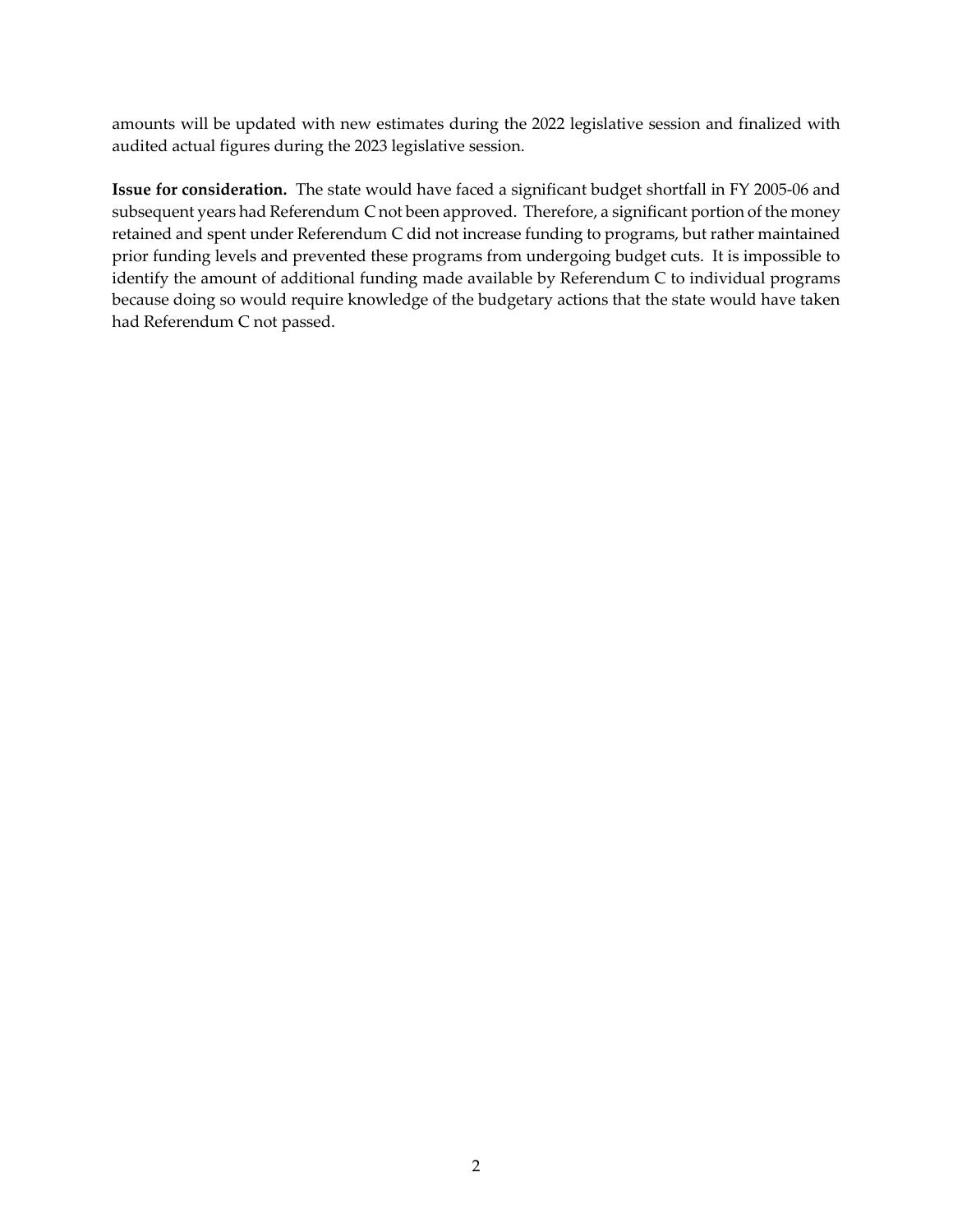amounts will be updated with new estimates during the 2022 legislative session and finalized with audited actual figures during the 2023 legislative session.

**Issue for consideration.** The state would have faced a significant budget shortfall in FY 2005-06 and subsequent years had Referendum C not been approved. Therefore, a significant portion of the money retained and spent under Referendum C did not increase funding to programs, but rather maintained prior funding levels and prevented these programs from undergoing budget cuts. It is impossible to identify the amount of additional funding made available by Referendum C to individual programs because doing so would require knowledge of the budgetary actions that the state would have taken had Referendum C not passed.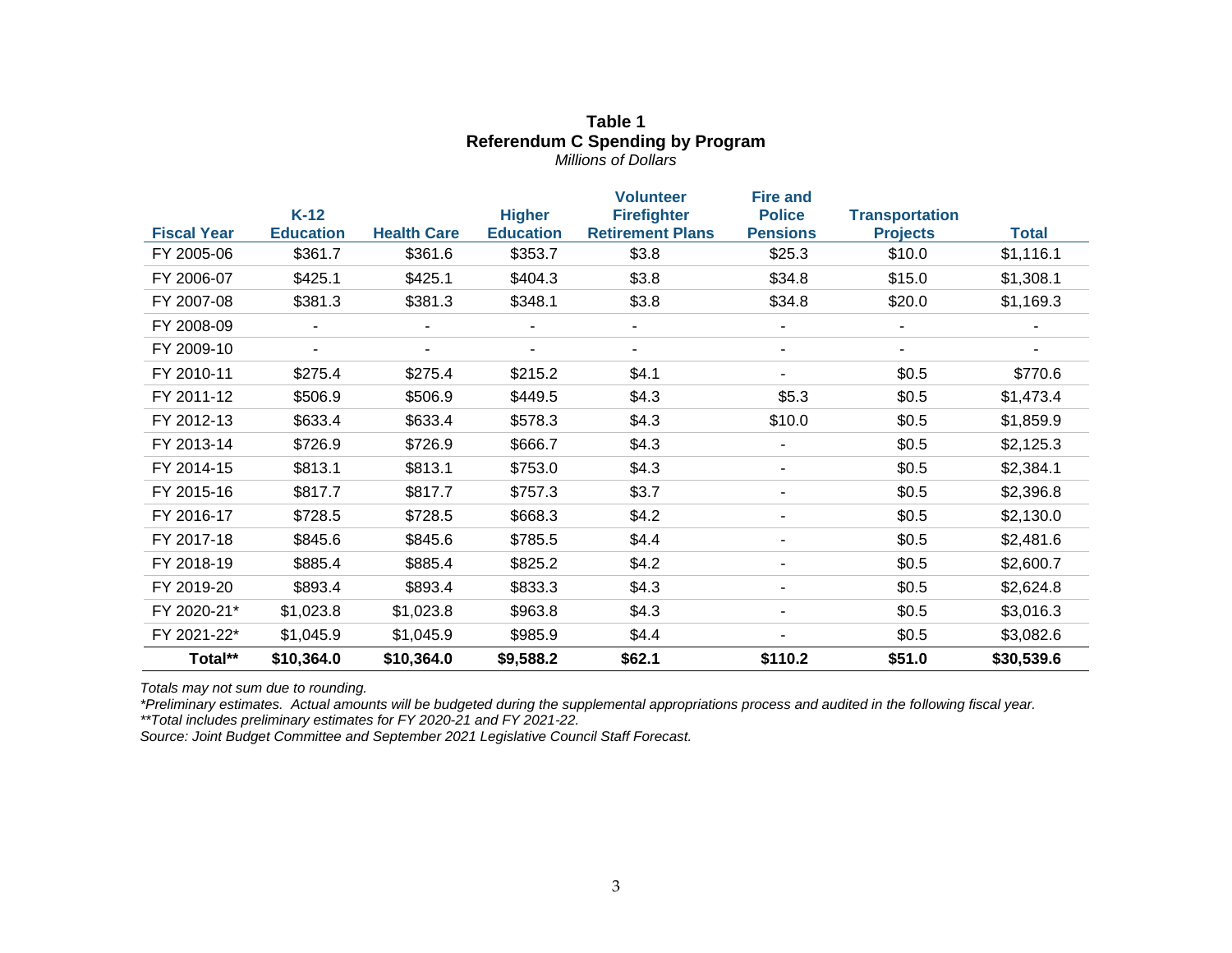**Table 1**
**Referendum C Spending by Program**
*Millions of Dollars*

| Fiscal Year | K-12 Education | Health Care | Higher Education | Volunteer Firefighter Retirement Plans | Fire and Police Pensions | Transportation Projects | Total |
|---|---|---|---|---|---|---|---|
| FY 2005-06 | $361.7 | $361.6 | $353.7 | $3.8 | $25.3 | $10.0 | $1,116.1 |
| FY 2006-07 | $425.1 | $425.1 | $404.3 | $3.8 | $34.8 | $15.0 | $1,308.1 |
| FY 2007-08 | $381.3 | $381.3 | $348.1 | $3.8 | $34.8 | $20.0 | $1,169.3 |
| FY 2008-09 | - | - | - | - | - | - | - |
| FY 2009-10 | - | - | - | - | - | - | - |
| FY 2010-11 | $275.4 | $275.4 | $215.2 | $4.1 | - | $0.5 | $770.6 |
| FY 2011-12 | $506.9 | $506.9 | $449.5 | $4.3 | $5.3 | $0.5 | $1,473.4 |
| FY 2012-13 | $633.4 | $633.4 | $578.3 | $4.3 | $10.0 | $0.5 | $1,859.9 |
| FY 2013-14 | $726.9 | $726.9 | $666.7 | $4.3 | - | $0.5 | $2,125.3 |
| FY 2014-15 | $813.1 | $813.1 | $753.0 | $4.3 | - | $0.5 | $2,384.1 |
| FY 2015-16 | $817.7 | $817.7 | $757.3 | $3.7 | - | $0.5 | $2,396.8 |
| FY 2016-17 | $728.5 | $728.5 | $668.3 | $4.2 | - | $0.5 | $2,130.0 |
| FY 2017-18 | $845.6 | $845.6 | $785.5 | $4.4 | - | $0.5 | $2,481.6 |
| FY 2018-19 | $885.4 | $885.4 | $825.2 | $4.2 | - | $0.5 | $2,600.7 |
| FY 2019-20 | $893.4 | $893.4 | $833.3 | $4.3 | - | $0.5 | $2,624.8 |
| FY 2020-21* | $1,023.8 | $1,023.8 | $963.8 | $4.3 | - | $0.5 | $3,016.3 |
| FY 2021-22* | $1,045.9 | $1,045.9 | $985.9 | $4.4 | - | $0.5 | $3,082.6 |
| **Total**** | **$10,364.0** | **$10,364.0** | **$9,588.2** | **$62.1** | **$110.2** | **$51.0** | **$30,539.6** |

*Totals may not sum due to rounding.*
*\*Preliminary estimates. Actual amounts will be budgeted during the supplemental appropriations process and audited in the following fiscal year.*
*\*\*Total includes preliminary estimates for FY 2020-21 and FY 2021-22.*
*Source: Joint Budget Committee and September 2021 Legislative Council Staff Forecast.*